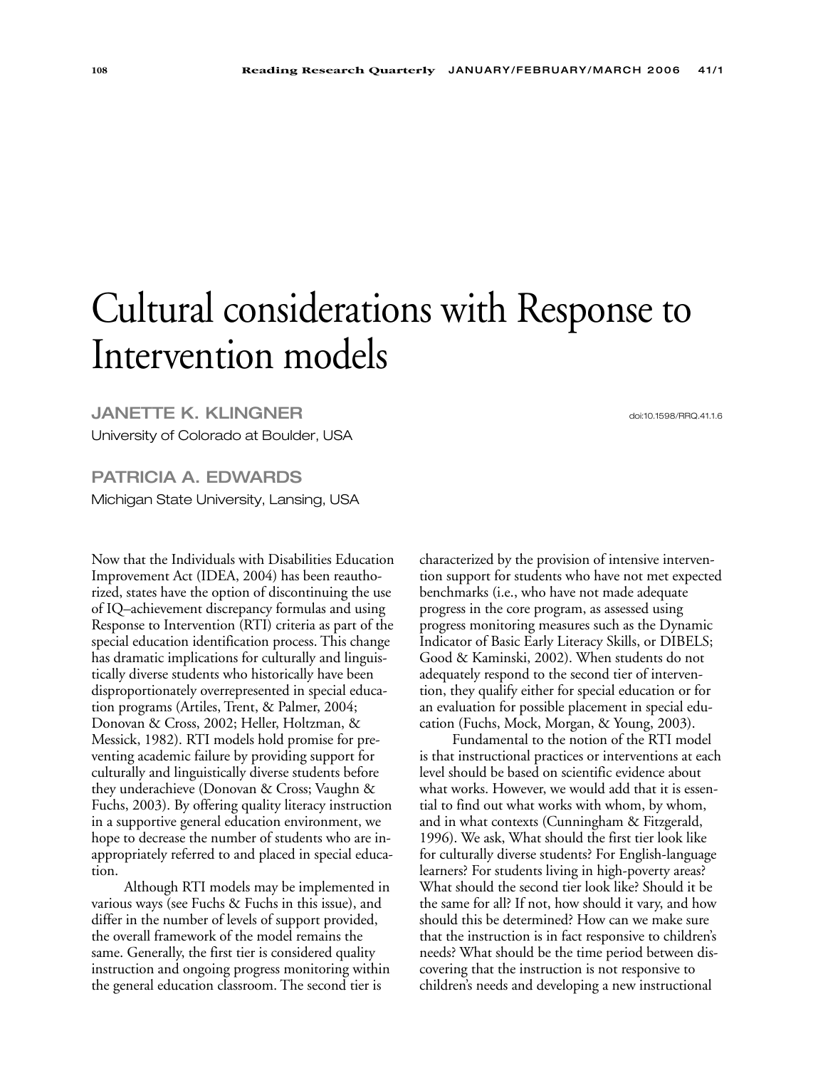# Cultural considerations with Response to Intervention models

**JANETTE K. KLINGNER**
University of Colorado at Boulder, USA

**PATRICIA A. EDWARDS**
Michigan State University, Lansing, USA

doi:10.1598/RRQ.41.1.6

Now that the Individuals with Disabilities Education Improvement Act (IDEA, 2004) has been reauthorized, states have the option of discontinuing the use of IQ–achievement discrepancy formulas and using Response to Intervention (RTI) criteria as part of the special education identification process. This change has dramatic implications for culturally and linguistically diverse students who historically have been disproportionately overrepresented in special education programs (Artiles, Trent, & Palmer, 2004; Donovan & Cross, 2002; Heller, Holtzman, & Messick, 1982). RTI models hold promise for preventing academic failure by providing support for culturally and linguistically diverse students before they underachieve (Donovan & Cross; Vaughn & Fuchs, 2003). By offering quality literacy instruction in a supportive general education environment, we hope to decrease the number of students who are inappropriately referred to and placed in special education.

Although RTI models may be implemented in various ways (see Fuchs & Fuchs in this issue), and differ in the number of levels of support provided, the overall framework of the model remains the same. Generally, the first tier is considered quality instruction and ongoing progress monitoring within the general education classroom. The second tier is characterized by the provision of intensive intervention support for students who have not met expected benchmarks (i.e., who have not made adequate progress in the core program, as assessed using progress monitoring measures such as the Dynamic Indicator of Basic Early Literacy Skills, or DIBELS; Good & Kaminski, 2002). When students do not adequately respond to the second tier of intervention, they qualify either for special education or for an evaluation for possible placement in special education (Fuchs, Mock, Morgan, & Young, 2003).

Fundamental to the notion of the RTI model is that instructional practices or interventions at each level should be based on scientific evidence about what works. However, we would add that it is essential to find out what works with whom, by whom, and in what contexts (Cunningham & Fitzgerald, 1996). We ask, What should the first tier look like for culturally diverse students? For English-language learners? For students living in high-poverty areas? What should the second tier look like? Should it be the same for all? If not, how should it vary, and how should this be determined? How can we make sure that the instruction is in fact responsive to children's needs? What should be the time period between discovering that the instruction is not responsive to children's needs and developing a new instructional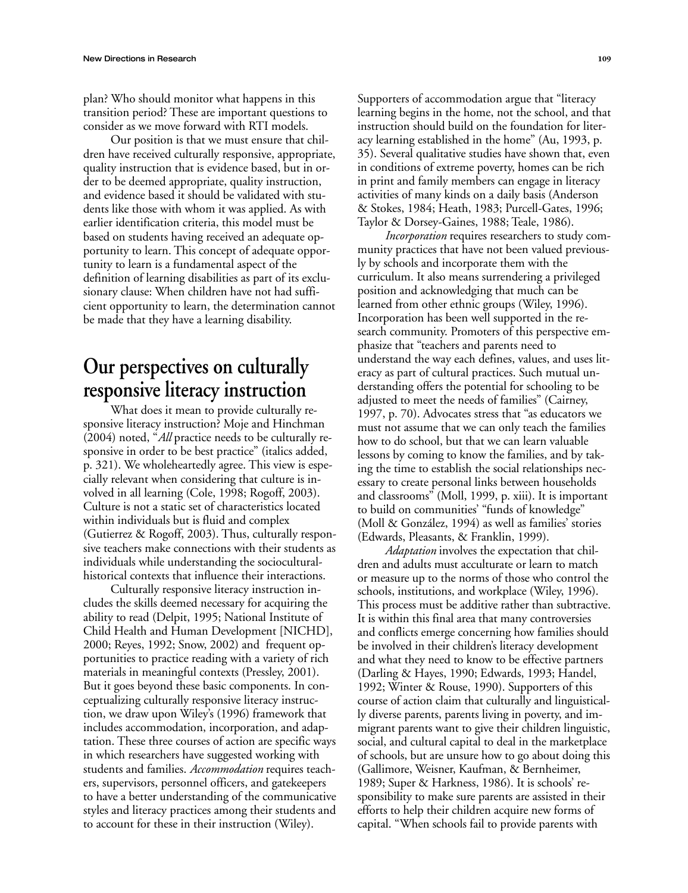plan? Who should monitor what happens in this transition period? These are important questions to consider as we move forward with RTI models.

Our position is that we must ensure that children have received culturally responsive, appropriate, quality instruction that is evidence based, but in order to be deemed appropriate, quality instruction, and evidence based it should be validated with students like those with whom it was applied. As with earlier identification criteria, this model must be based on students having received an adequate opportunity to learn. This concept of adequate opportunity to learn is a fundamental aspect of the definition of learning disabilities as part of its exclusionary clause: When children have not had sufficient opportunity to learn, the determination cannot be made that they have a learning disability.

## Our perspectives on culturally responsive literacy instruction

What does it mean to provide culturally responsive literacy instruction? Moje and Hinchman (2004) noted, "*All* practice needs to be culturally responsive in order to be best practice" (italics added, p. 321). We wholeheartedly agree. This view is especially relevant when considering that culture is involved in all learning (Cole, 1998; Rogoff, 2003). Culture is not a static set of characteristics located within individuals but is fluid and complex (Gutierrez & Rogoff, 2003). Thus, culturally responsive teachers make connections with their students as individuals while understanding the sociocultural-historical contexts that influence their interactions.

Culturally responsive literacy instruction includes the skills deemed necessary for acquiring the ability to read (Delpit, 1995; National Institute of Child Health and Human Development [NICHD], 2000; Reyes, 1992; Snow, 2002) and frequent opportunities to practice reading with a variety of rich materials in meaningful contexts (Pressley, 2001). But it goes beyond these basic components. In conceptualizing culturally responsive literacy instruction, we draw upon Wiley's (1996) framework that includes accommodation, incorporation, and adaptation. These three courses of action are specific ways in which researchers have suggested working with students and families. *Accommodation* requires teachers, supervisors, personnel officers, and gatekeepers to have a better understanding of the communicative styles and literacy practices among their students and to account for these in their instruction (Wiley). Supporters of accommodation argue that "literacy learning begins in the home, not the school, and that instruction should build on the foundation for literacy learning established in the home" (Au, 1993, p. 35). Several qualitative studies have shown that, even in conditions of extreme poverty, homes can be rich in print and family members can engage in literacy activities of many kinds on a daily basis (Anderson & Stokes, 1984; Heath, 1983; Purcell-Gates, 1996; Taylor & Dorsey-Gaines, 1988; Teale, 1986).

*Incorporation* requires researchers to study community practices that have not been valued previously by schools and incorporate them with the curriculum. It also means surrendering a privileged position and acknowledging that much can be learned from other ethnic groups (Wiley, 1996). Incorporation has been well supported in the research community. Promoters of this perspective emphasize that "teachers and parents need to understand the way each defines, values, and uses literacy as part of cultural practices. Such mutual understanding offers the potential for schooling to be adjusted to meet the needs of families" (Cairney, 1997, p. 70). Advocates stress that "as educators we must not assume that we can only teach the families how to do school, but that we can learn valuable lessons by coming to know the families, and by taking the time to establish the social relationships necessary to create personal links between households and classrooms" (Moll, 1999, p. xiii). It is important to build on communities' "funds of knowledge" (Moll & González, 1994) as well as families' stories (Edwards, Pleasants, & Franklin, 1999).

*Adaptation* involves the expectation that children and adults must acculturate or learn to match or measure up to the norms of those who control the schools, institutions, and workplace (Wiley, 1996). This process must be additive rather than subtractive. It is within this final area that many controversies and conflicts emerge concerning how families should be involved in their children's literacy development and what they need to know to be effective partners (Darling & Hayes, 1990; Edwards, 1993; Handel, 1992; Winter & Rouse, 1990). Supporters of this course of action claim that culturally and linguistically diverse parents, parents living in poverty, and immigrant parents want to give their children linguistic, social, and cultural capital to deal in the marketplace of schools, but are unsure how to go about doing this (Gallimore, Weisner, Kaufman, & Bernheimer, 1989; Super & Harkness, 1986). It is schools' responsibility to make sure parents are assisted in their efforts to help their children acquire new forms of capital. "When schools fail to provide parents with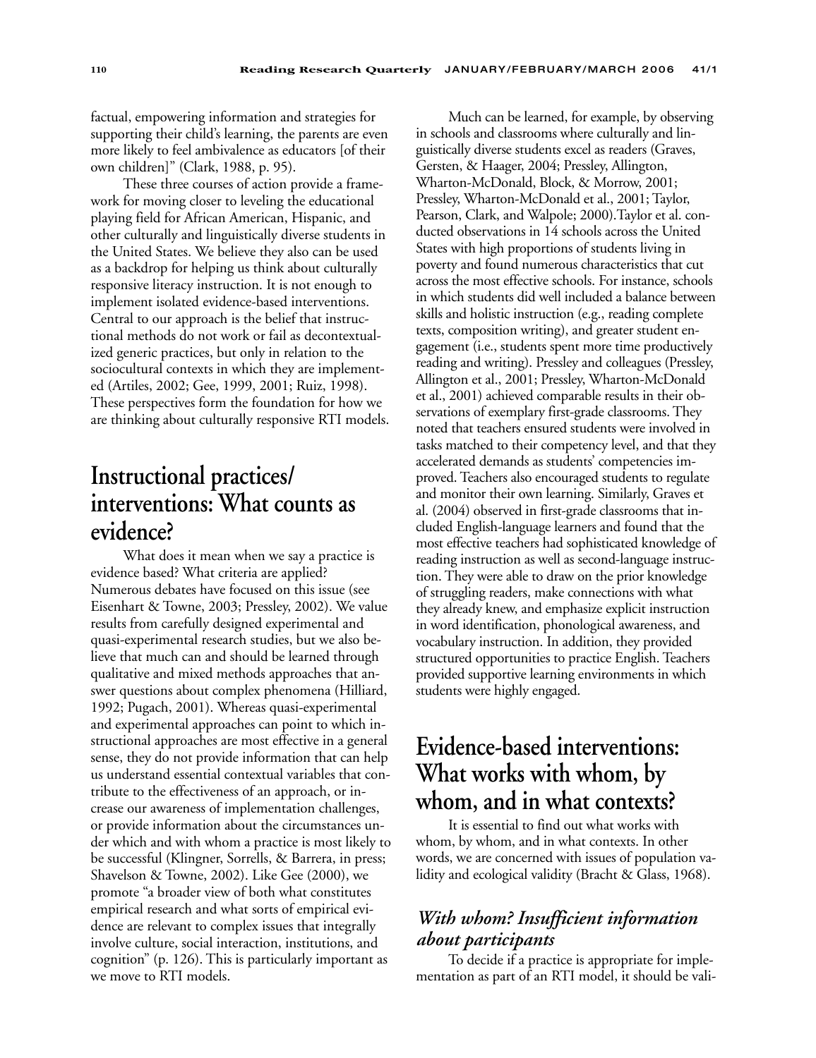factual, empowering information and strategies for supporting their child's learning, the parents are even more likely to feel ambivalence as educators [of their own children]" (Clark, 1988, p. 95).

These three courses of action provide a framework for moving closer to leveling the educational playing field for African American, Hispanic, and other culturally and linguistically diverse students in the United States. We believe they also can be used as a backdrop for helping us think about culturally responsive literacy instruction. It is not enough to implement isolated evidence-based interventions. Central to our approach is the belief that instructional methods do not work or fail as decontextualized generic practices, but only in relation to the sociocultural contexts in which they are implemented (Artiles, 2002; Gee, 1999, 2001; Ruiz, 1998). These perspectives form the foundation for how we are thinking about culturally responsive RTI models.

## Instructional practices/interventions: What counts as evidence?

What does it mean when we say a practice is evidence based? What criteria are applied? Numerous debates have focused on this issue (see Eisenhart & Towne, 2003; Pressley, 2002). We value results from carefully designed experimental and quasi-experimental research studies, but we also believe that much can and should be learned through qualitative and mixed methods approaches that answer questions about complex phenomena (Hilliard, 1992; Pugach, 2001). Whereas quasi-experimental and experimental approaches can point to which instructional approaches are most effective in a general sense, they do not provide information that can help us understand essential contextual variables that contribute to the effectiveness of an approach, or increase our awareness of implementation challenges, or provide information about the circumstances under which and with whom a practice is most likely to be successful (Klingner, Sorrells, & Barrera, in press; Shavelson & Towne, 2002). Like Gee (2000), we promote "a broader view of both what constitutes empirical research and what sorts of empirical evidence are relevant to complex issues that integrally involve culture, social interaction, institutions, and cognition" (p. 126). This is particularly important as we move to RTI models.

Much can be learned, for example, by observing in schools and classrooms where culturally and linguistically diverse students excel as readers (Graves, Gersten, & Haager, 2004; Pressley, Allington, Wharton-McDonald, Block, & Morrow, 2001; Pressley, Wharton-McDonald et al., 2001; Taylor, Pearson, Clark, and Walpole; 2000).Taylor et al. conducted observations in 14 schools across the United States with high proportions of students living in poverty and found numerous characteristics that cut across the most effective schools. For instance, schools in which students did well included a balance between skills and holistic instruction (e.g., reading complete texts, composition writing), and greater student engagement (i.e., students spent more time productively reading and writing). Pressley and colleagues (Pressley, Allington et al., 2001; Pressley, Wharton-McDonald et al., 2001) achieved comparable results in their observations of exemplary first-grade classrooms. They noted that teachers ensured students were involved in tasks matched to their competency level, and that they accelerated demands as students' competencies improved. Teachers also encouraged students to regulate and monitor their own learning. Similarly, Graves et al. (2004) observed in first-grade classrooms that included English-language learners and found that the most effective teachers had sophisticated knowledge of reading instruction as well as second-language instruction. They were able to draw on the prior knowledge of struggling readers, make connections with what they already knew, and emphasize explicit instruction in word identification, phonological awareness, and vocabulary instruction. In addition, they provided structured opportunities to practice English. Teachers provided supportive learning environments in which students were highly engaged.

## Evidence-based interventions: What works with whom, by whom, and in what contexts?

It is essential to find out what works with whom, by whom, and in what contexts. In other words, we are concerned with issues of population validity and ecological validity (Bracht & Glass, 1968).

### *With whom? Insufficient information about participants*

To decide if a practice is appropriate for implementation as part of an RTI model, it should be vali-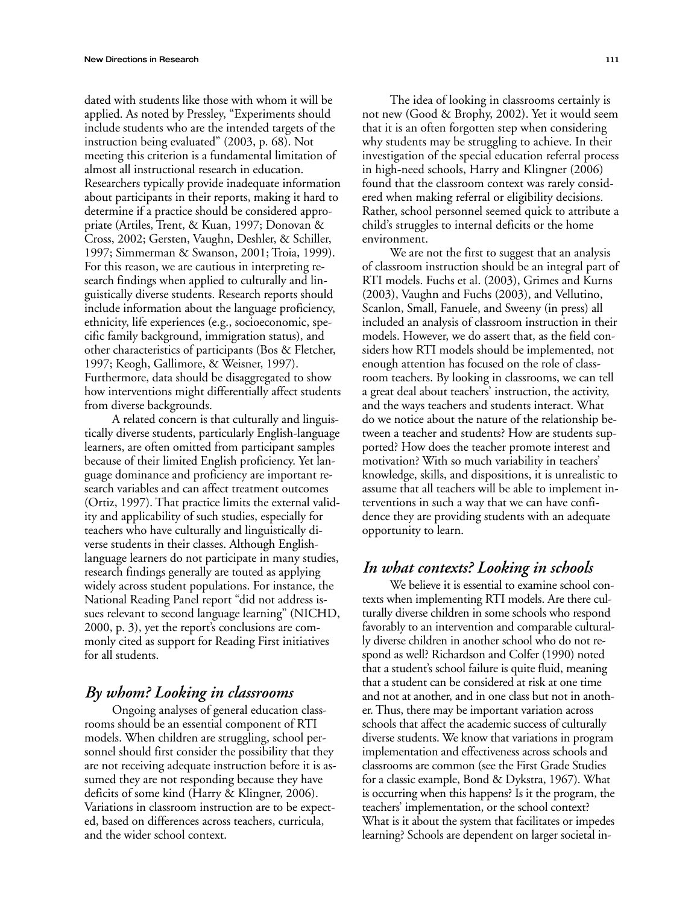dated with students like those with whom it will be applied. As noted by Pressley, "Experiments should include students who are the intended targets of the instruction being evaluated" (2003, p. 68). Not meeting this criterion is a fundamental limitation of almost all instructional research in education. Researchers typically provide inadequate information about participants in their reports, making it hard to determine if a practice should be considered appropriate (Artiles, Trent, & Kuan, 1997; Donovan & Cross, 2002; Gersten, Vaughn, Deshler, & Schiller, 1997; Simmerman & Swanson, 2001; Troia, 1999). For this reason, we are cautious in interpreting research findings when applied to culturally and linguistically diverse students. Research reports should include information about the language proficiency, ethnicity, life experiences (e.g., socioeconomic, specific family background, immigration status), and other characteristics of participants (Bos & Fletcher, 1997; Keogh, Gallimore, & Weisner, 1997). Furthermore, data should be disaggregated to show how interventions might differentially affect students from diverse backgrounds.

A related concern is that culturally and linguistically diverse students, particularly English-language learners, are often omitted from participant samples because of their limited English proficiency. Yet language dominance and proficiency are important research variables and can affect treatment outcomes (Ortiz, 1997). That practice limits the external validity and applicability of such studies, especially for teachers who have culturally and linguistically diverse students in their classes. Although English-language learners do not participate in many studies, research findings generally are touted as applying widely across student populations. For instance, the National Reading Panel report "did not address issues relevant to second language learning" (NICHD, 2000, p. 3), yet the report's conclusions are commonly cited as support for Reading First initiatives for all students.

## *By whom? Looking in classrooms*

Ongoing analyses of general education classrooms should be an essential component of RTI models. When children are struggling, school personnel should first consider the possibility that they are not receiving adequate instruction before it is assumed they are not responding because they have deficits of some kind (Harry & Klingner, 2006). Variations in classroom instruction are to be expected, based on differences across teachers, curricula, and the wider school context.

The idea of looking in classrooms certainly is not new (Good & Brophy, 2002). Yet it would seem that it is an often forgotten step when considering why students may be struggling to achieve. In their investigation of the special education referral process in high-need schools, Harry and Klingner (2006) found that the classroom context was rarely considered when making referral or eligibility decisions. Rather, school personnel seemed quick to attribute a child's struggles to internal deficits or the home environment.

We are not the first to suggest that an analysis of classroom instruction should be an integral part of RTI models. Fuchs et al. (2003), Grimes and Kurns (2003), Vaughn and Fuchs (2003), and Vellutino, Scanlon, Small, Fanuele, and Sweeny (in press) all included an analysis of classroom instruction in their models. However, we do assert that, as the field considers how RTI models should be implemented, not enough attention has focused on the role of classroom teachers. By looking in classrooms, we can tell a great deal about teachers' instruction, the activity, and the ways teachers and students interact. What do we notice about the nature of the relationship between a teacher and students? How are students supported? How does the teacher promote interest and motivation? With so much variability in teachers' knowledge, skills, and dispositions, it is unrealistic to assume that all teachers will be able to implement interventions in such a way that we can have confidence they are providing students with an adequate opportunity to learn.

## *In what contexts? Looking in schools*

We believe it is essential to examine school contexts when implementing RTI models. Are there culturally diverse children in some schools who respond favorably to an intervention and comparable culturally diverse children in another school who do not respond as well? Richardson and Colfer (1990) noted that a student's school failure is quite fluid, meaning that a student can be considered at risk at one time and not at another, and in one class but not in another. Thus, there may be important variation across schools that affect the academic success of culturally diverse students. We know that variations in program implementation and effectiveness across schools and classrooms are common (see the First Grade Studies for a classic example, Bond & Dykstra, 1967). What is occurring when this happens? Is it the program, the teachers' implementation, or the school context? What is it about the system that facilitates or impedes learning? Schools are dependent on larger societal in-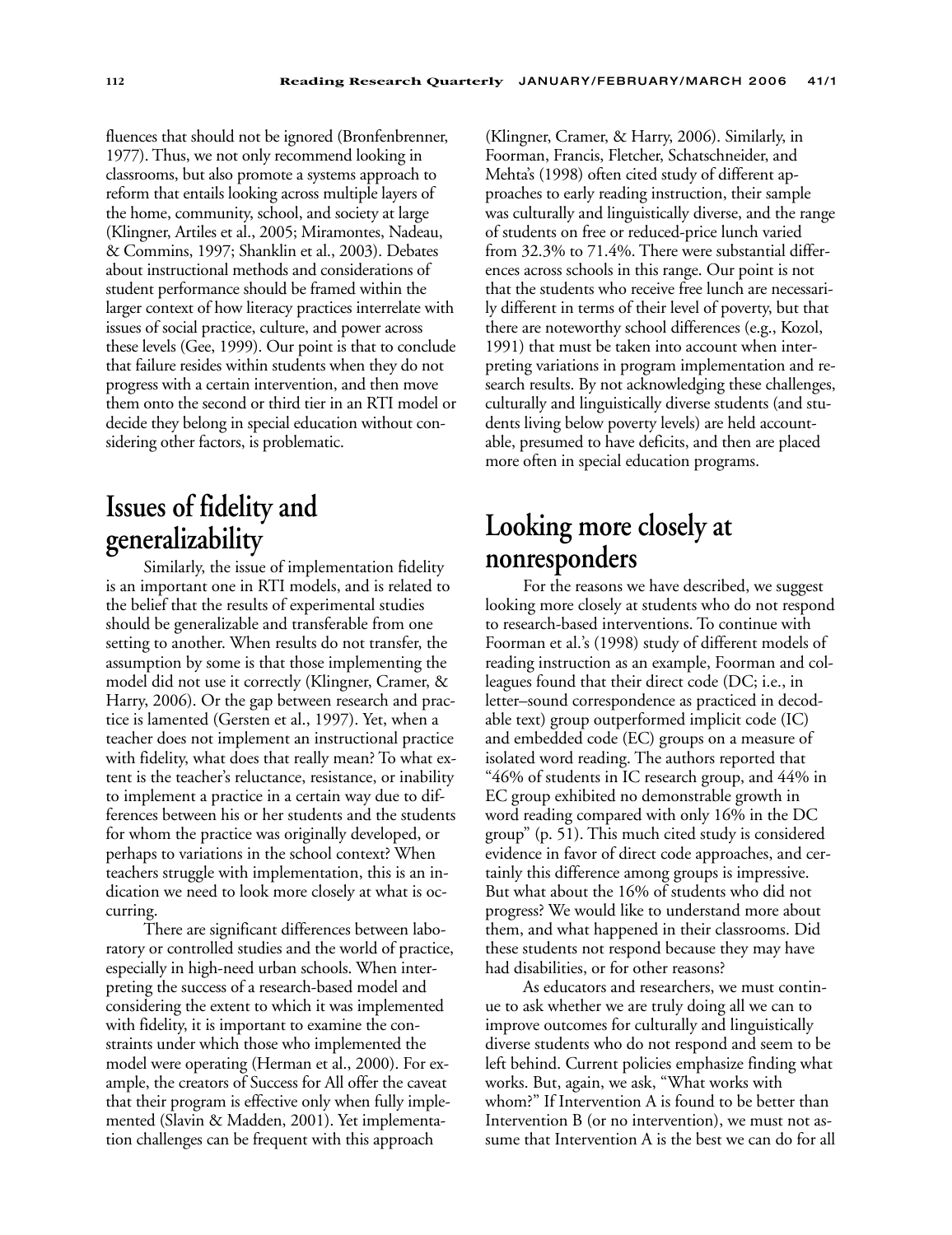fluences that should not be ignored (Bronfenbrenner, 1977). Thus, we not only recommend looking in classrooms, but also promote a systems approach to reform that entails looking across multiple layers of the home, community, school, and society at large (Klingner, Artiles et al., 2005; Miramontes, Nadeau, & Commins, 1997; Shanklin et al., 2003). Debates about instructional methods and considerations of student performance should be framed within the larger context of how literacy practices interrelate with issues of social practice, culture, and power across these levels (Gee, 1999). Our point is that to conclude that failure resides within students when they do not progress with a certain intervention, and then move them onto the second or third tier in an RTI model or decide they belong in special education without considering other factors, is problematic.

## Issues of fidelity and generalizability

Similarly, the issue of implementation fidelity is an important one in RTI models, and is related to the belief that the results of experimental studies should be generalizable and transferable from one setting to another. When results do not transfer, the assumption by some is that those implementing the model did not use it correctly (Klingner, Cramer, & Harry, 2006). Or the gap between research and practice is lamented (Gersten et al., 1997). Yet, when a teacher does not implement an instructional practice with fidelity, what does that really mean? To what extent is the teacher's reluctance, resistance, or inability to implement a practice in a certain way due to differences between his or her students and the students for whom the practice was originally developed, or perhaps to variations in the school context? When teachers struggle with implementation, this is an indication we need to look more closely at what is occurring.

There are significant differences between laboratory or controlled studies and the world of practice, especially in high-need urban schools. When interpreting the success of a research-based model and considering the extent to which it was implemented with fidelity, it is important to examine the constraints under which those who implemented the model were operating (Herman et al., 2000). For example, the creators of Success for All offer the caveat that their program is effective only when fully implemented (Slavin & Madden, 2001). Yet implementation challenges can be frequent with this approach (Klingner, Cramer, & Harry, 2006). Similarly, in Foorman, Francis, Fletcher, Schatschneider, and Mehta's (1998) often cited study of different approaches to early reading instruction, their sample was culturally and linguistically diverse, and the range of students on free or reduced-price lunch varied from 32.3% to 71.4%. There were substantial differences across schools in this range. Our point is not that the students who receive free lunch are necessarily different in terms of their level of poverty, but that there are noteworthy school differences (e.g., Kozol, 1991) that must be taken into account when interpreting variations in program implementation and research results. By not acknowledging these challenges, culturally and linguistically diverse students (and students living below poverty levels) are held accountable, presumed to have deficits, and then are placed more often in special education programs.

## Looking more closely at nonresponders

For the reasons we have described, we suggest looking more closely at students who do not respond to research-based interventions. To continue with Foorman et al.'s (1998) study of different models of reading instruction as an example, Foorman and colleagues found that their direct code (DC; i.e., in letter–sound correspondence as practiced in decodable text) group outperformed implicit code (IC) and embedded code (EC) groups on a measure of isolated word reading. The authors reported that "46% of students in IC research group, and 44% in EC group exhibited no demonstrable growth in word reading compared with only 16% in the DC group" (p. 51). This much cited study is considered evidence in favor of direct code approaches, and certainly this difference among groups is impressive. But what about the 16% of students who did not progress? We would like to understand more about them, and what happened in their classrooms. Did these students not respond because they may have had disabilities, or for other reasons?

As educators and researchers, we must continue to ask whether we are truly doing all we can to improve outcomes for culturally and linguistically diverse students who do not respond and seem to be left behind. Current policies emphasize finding what works. But, again, we ask, "What works with whom?" If Intervention A is found to be better than Intervention B (or no intervention), we must not assume that Intervention A is the best we can do for all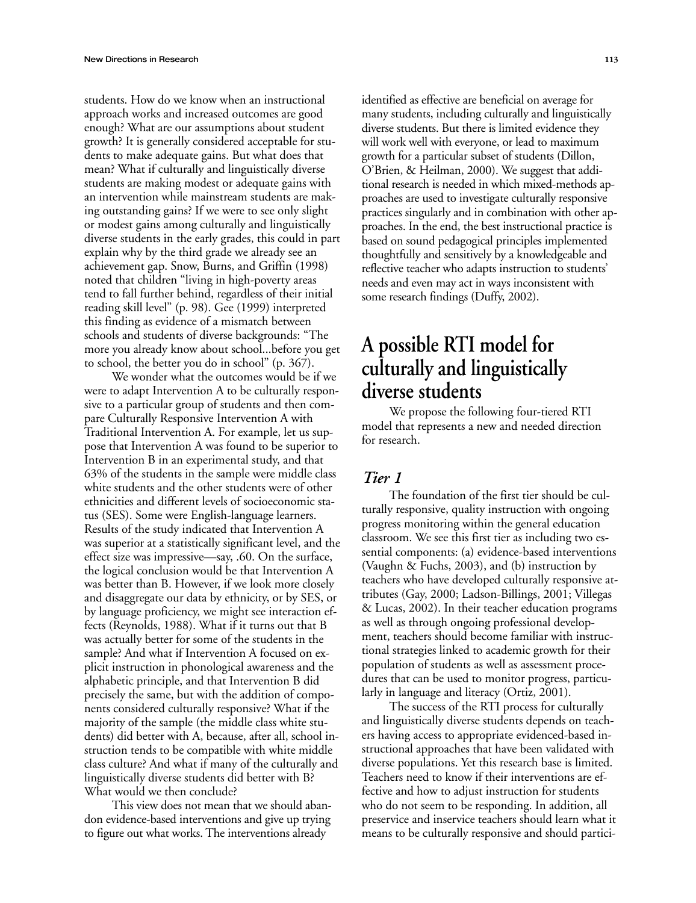students. How do we know when an instructional approach works and increased outcomes are good enough? What are our assumptions about student growth? It is generally considered acceptable for students to make adequate gains. But what does that mean? What if culturally and linguistically diverse students are making modest or adequate gains with an intervention while mainstream students are making outstanding gains? If we were to see only slight or modest gains among culturally and linguistically diverse students in the early grades, this could in part explain why by the third grade we already see an achievement gap. Snow, Burns, and Griffin (1998) noted that children "living in high-poverty areas tend to fall further behind, regardless of their initial reading skill level" (p. 98). Gee (1999) interpreted this finding as evidence of a mismatch between schools and students of diverse backgrounds: "The more you already know about school...before you get to school, the better you do in school" (p. 367).

We wonder what the outcomes would be if we were to adapt Intervention A to be culturally responsive to a particular group of students and then compare Culturally Responsive Intervention A with Traditional Intervention A. For example, let us suppose that Intervention A was found to be superior to Intervention B in an experimental study, and that 63% of the students in the sample were middle class white students and the other students were of other ethnicities and different levels of socioeconomic status (SES). Some were English-language learners. Results of the study indicated that Intervention A was superior at a statistically significant level, and the effect size was impressive—say, .60. On the surface, the logical conclusion would be that Intervention A was better than B. However, if we look more closely and disaggregate our data by ethnicity, or by SES, or by language proficiency, we might see interaction effects (Reynolds, 1988). What if it turns out that B was actually better for some of the students in the sample? And what if Intervention A focused on explicit instruction in phonological awareness and the alphabetic principle, and that Intervention B did precisely the same, but with the addition of components considered culturally responsive? What if the majority of the sample (the middle class white students) did better with A, because, after all, school instruction tends to be compatible with white middle class culture? And what if many of the culturally and linguistically diverse students did better with B? What would we then conclude?

This view does not mean that we should abandon evidence-based interventions and give up trying to figure out what works. The interventions already identified as effective are beneficial on average for many students, including culturally and linguistically diverse students. But there is limited evidence they will work well with everyone, or lead to maximum growth for a particular subset of students (Dillon, O'Brien, & Heilman, 2000). We suggest that additional research is needed in which mixed-methods approaches are used to investigate culturally responsive practices singularly and in combination with other approaches. In the end, the best instructional practice is based on sound pedagogical principles implemented thoughtfully and sensitively by a knowledgeable and reflective teacher who adapts instruction to students' needs and even may act in ways inconsistent with some research findings (Duffy, 2002).

## A possible RTI model for culturally and linguistically diverse students

We propose the following four-tiered RTI model that represents a new and needed direction for research.

### *Tier 1*

The foundation of the first tier should be culturally responsive, quality instruction with ongoing progress monitoring within the general education classroom. We see this first tier as including two essential components: (a) evidence-based interventions (Vaughn & Fuchs, 2003), and (b) instruction by teachers who have developed culturally responsive attributes (Gay, 2000; Ladson-Billings, 2001; Villegas & Lucas, 2002). In their teacher education programs as well as through ongoing professional development, teachers should become familiar with instructional strategies linked to academic growth for their population of students as well as assessment procedures that can be used to monitor progress, particularly in language and literacy (Ortiz, 2001).

The success of the RTI process for culturally and linguistically diverse students depends on teachers having access to appropriate evidenced-based instructional approaches that have been validated with diverse populations. Yet this research base is limited. Teachers need to know if their interventions are effective and how to adjust instruction for students who do not seem to be responding. In addition, all preservice and inservice teachers should learn what it means to be culturally responsive and should partici-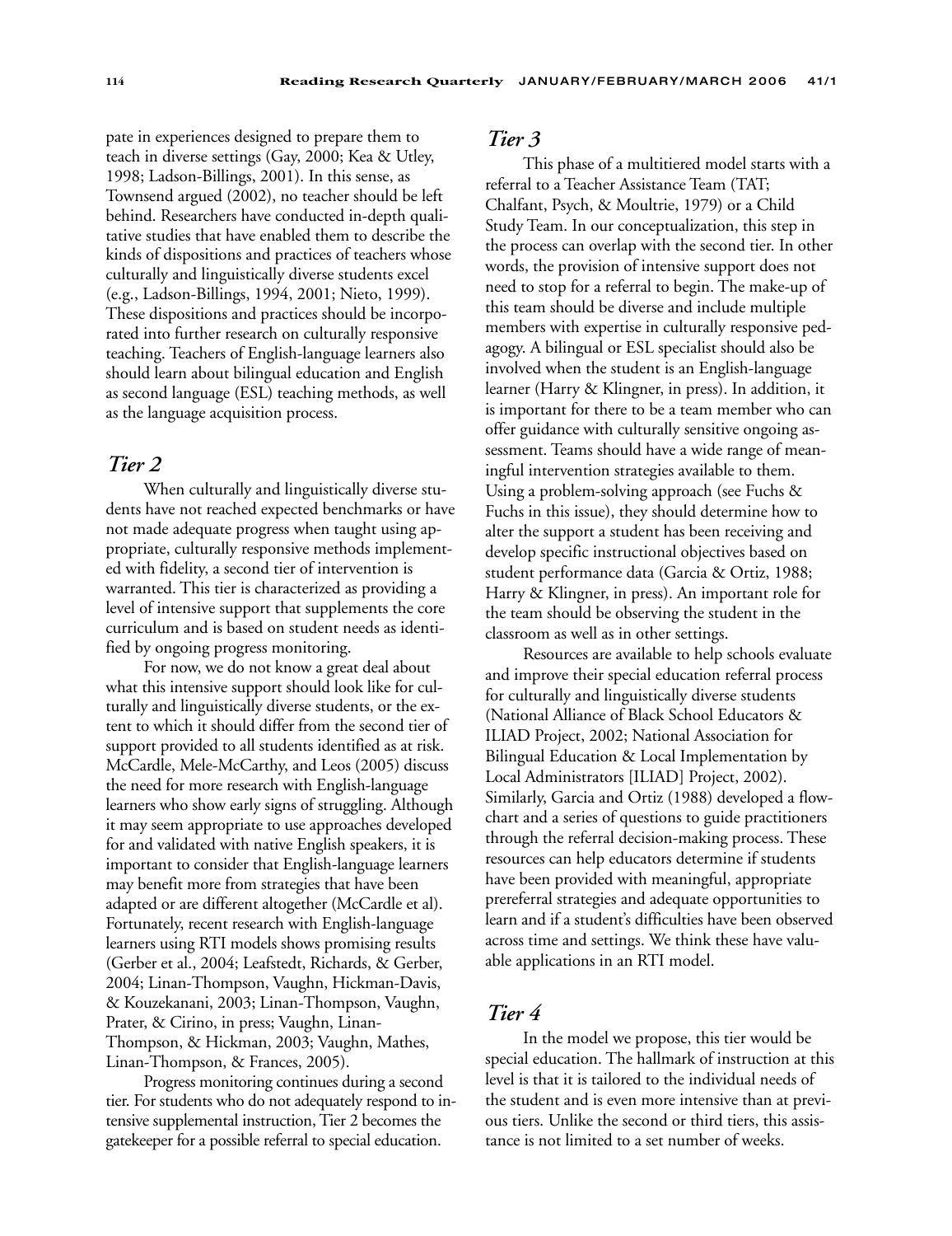pate in experiences designed to prepare them to teach in diverse settings (Gay, 2000; Kea & Utley, 1998; Ladson-Billings, 2001). In this sense, as Townsend argued (2002), no teacher should be left behind. Researchers have conducted in-depth qualitative studies that have enabled them to describe the kinds of dispositions and practices of teachers whose culturally and linguistically diverse students excel (e.g., Ladson-Billings, 1994, 2001; Nieto, 1999). These dispositions and practices should be incorporated into further research on culturally responsive teaching. Teachers of English-language learners also should learn about bilingual education and English as second language (ESL) teaching methods, as well as the language acquisition process.

## *Tier 2*

When culturally and linguistically diverse students have not reached expected benchmarks or have not made adequate progress when taught using appropriate, culturally responsive methods implemented with fidelity, a second tier of intervention is warranted. This tier is characterized as providing a level of intensive support that supplements the core curriculum and is based on student needs as identified by ongoing progress monitoring.

For now, we do not know a great deal about what this intensive support should look like for culturally and linguistically diverse students, or the extent to which it should differ from the second tier of support provided to all students identified as at risk. McCardle, Mele-McCarthy, and Leos (2005) discuss the need for more research with English-language learners who show early signs of struggling. Although it may seem appropriate to use approaches developed for and validated with native English speakers, it is important to consider that English-language learners may benefit more from strategies that have been adapted or are different altogether (McCardle et al). Fortunately, recent research with English-language learners using RTI models shows promising results (Gerber et al., 2004; Leafstedt, Richards, & Gerber, 2004; Linan-Thompson, Vaughn, Hickman-Davis, & Kouzekanani, 2003; Linan-Thompson, Vaughn, Prater, & Cirino, in press; Vaughn, Linan-Thompson, & Hickman, 2003; Vaughn, Mathes, Linan-Thompson, & Frances, 2005).

Progress monitoring continues during a second tier. For students who do not adequately respond to intensive supplemental instruction, Tier 2 becomes the gatekeeper for a possible referral to special education.

## *Tier 3*

This phase of a multitiered model starts with a referral to a Teacher Assistance Team (TAT; Chalfant, Psych, & Moultrie, 1979) or a Child Study Team. In our conceptualization, this step in the process can overlap with the second tier. In other words, the provision of intensive support does not need to stop for a referral to begin. The make-up of this team should be diverse and include multiple members with expertise in culturally responsive pedagogy. A bilingual or ESL specialist should also be involved when the student is an English-language learner (Harry & Klingner, in press). In addition, it is important for there to be a team member who can offer guidance with culturally sensitive ongoing assessment. Teams should have a wide range of meaningful intervention strategies available to them. Using a problem-solving approach (see Fuchs & Fuchs in this issue), they should determine how to alter the support a student has been receiving and develop specific instructional objectives based on student performance data (Garcia & Ortiz, 1988; Harry & Klingner, in press). An important role for the team should be observing the student in the classroom as well as in other settings.

Resources are available to help schools evaluate and improve their special education referral process for culturally and linguistically diverse students (National Alliance of Black School Educators & ILIAD Project, 2002; National Association for Bilingual Education & Local Implementation by Local Administrators [ILIAD] Project, 2002). Similarly, Garcia and Ortiz (1988) developed a flowchart and a series of questions to guide practitioners through the referral decision-making process. These resources can help educators determine if students have been provided with meaningful, appropriate prereferral strategies and adequate opportunities to learn and if a student's difficulties have been observed across time and settings. We think these have valuable applications in an RTI model.

## *Tier 4*

In the model we propose, this tier would be special education. The hallmark of instruction at this level is that it is tailored to the individual needs of the student and is even more intensive than at previous tiers. Unlike the second or third tiers, this assistance is not limited to a set number of weeks.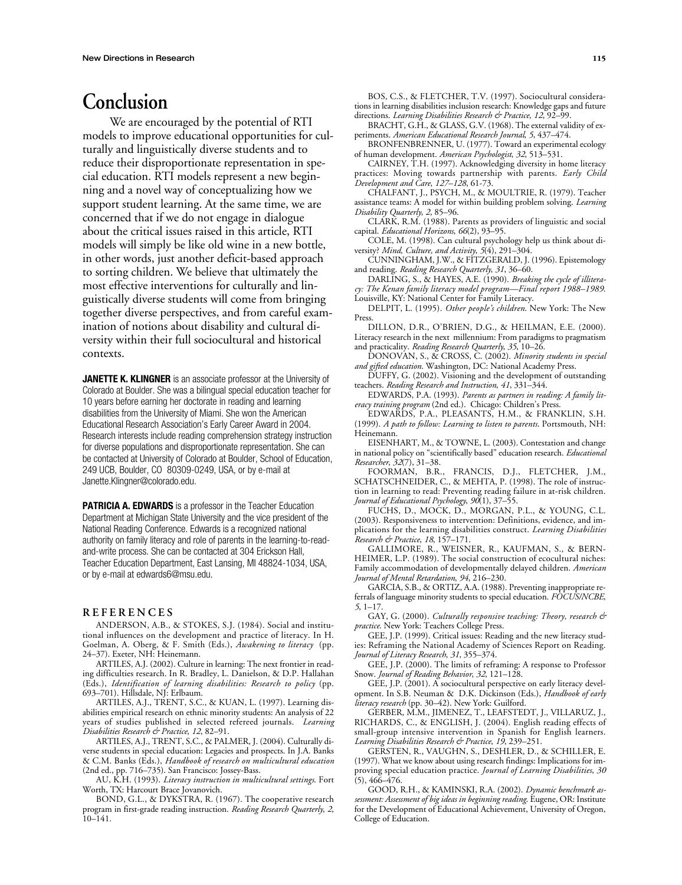## Conclusion

We are encouraged by the potential of RTI models to improve educational opportunities for culturally and linguistically diverse students and to reduce their disproportionate representation in special education. RTI models represent a new beginning and a novel way of conceptualizing how we support student learning. At the same time, we are concerned that if we do not engage in dialogue about the critical issues raised in this article, RTI models will simply be like old wine in a new bottle, in other words, just another deficit-based approach to sorting children. We believe that ultimately the most effective interventions for culturally and linguistically diverse students will come from bringing together diverse perspectives, and from careful examination of notions about disability and cultural diversity within their full sociocultural and historical contexts.

**JANETTE K. KLINGNER** is an associate professor at the University of Colorado at Boulder. She was a bilingual special education teacher for 10 years before earning her doctorate in reading and learning disabilities from the University of Miami. She won the American Educational Research Association's Early Career Award in 2004. Research interests include reading comprehension strategy instruction for diverse populations and disproportionate representation. She can be contacted at University of Colorado at Boulder, School of Education, 249 UCB, Boulder, CO 80309-0249, USA, or by e-mail at Janette.Klingner@colorado.edu.

**PATRICIA A. EDWARDS** is a professor in the Teacher Education Department at Michigan State University and the vice president of the National Reading Conference. Edwards is a recognized national authority on family literacy and role of parents in the learning-to-read-and-write process. She can be contacted at 304 Erickson Hall, Teacher Education Department, East Lansing, MI 48824-1034, USA, or by e-mail at edwards6@msu.edu.

## REFERENCES

ANDERSON, A.B., & STOKES, S.J. (1984). Social and institutional influences on the development and practice of literacy. In H. Goelman, A. Oberg, & F. Smith (Eds.), *Awakening to literacy* (pp. 24–37). Exeter, NH: Heinemann.

ARTILES, A.J. (2002). Culture in learning: The next frontier in reading difficulties research. In R. Bradley, L. Danielson, & D.P. Hallahan (Eds.), *Identification of learning disabilities: Research to policy* (pp. 693–701). Hillsdale, NJ: Erlbaum.

ARTILES, A.J., TRENT, S.C., & KUAN, L. (1997). Learning disabilities empirical research on ethnic minority students: An analysis of 22 years of studies published in selected refereed journals. *Learning Disabilities Research & Practice*, *12*, 82–91.

ARTILES, A.J., TRENT, S.C., & PALMER, J. (2004). Culturally diverse students in special education: Legacies and prospects. In J.A. Banks & C.M. Banks (Eds.), *Handbook of research on multicultural education* (2nd ed., pp. 716–735). San Francisco: Jossey-Bass.

AU, K.H. (1993). *Literacy instruction in multicultural settings*. Fort Worth, TX: Harcourt Brace Jovanovich.

BOND, G.L., & DYKSTRA, R. (1967). The cooperative research program in first-grade reading instruction. *Reading Research Quarterly*, *2*, 10–141.

BOS, C.S., & FLETCHER, T.V. (1997). Sociocultural considerations in learning disabilities inclusion research: Knowledge gaps and future directions. *Learning Disabilities Research & Practice*, *12*, 92–99.

BRACHT, G.H., & GLASS, G.V. (1968). The external validity of experiments. *American Educational Research Journal*, *5*, 437–474.

BRONFENBRENNER, U. (1977). Toward an experimental ecology of human development. *American Psychologist*, *32*, 513–531.

CAIRNEY, T.H. (1997). Acknowledging diversity in home literacy practices: Moving towards partnership with parents. *Early Child Development and Care*, *127–128*, 61-73.

CHALFANT, J., PSYCH, M., & MOULTRIE, R. (1979). Teacher assistance teams: A model for within building problem solving. *Learning Disability Quarterly*, *2*, 85–96.

CLARK, R.M. (1988). Parents as providers of linguistic and social capital. *Educational Horizons*, *66*(2), 93–95.

COLE, M. (1998). Can cultural psychology help us think about diversity? *Mind, Culture, and Activity*, *5*(4), 291–304.

CUNNINGHAM, J.W., & FITZGERALD, J. (1996). Epistemology and reading. *Reading Research Quarterly*, *31*, 36–60.

DARLING, S., & HAYES, A.E. (1990). *Breaking the cycle of illiteracy: The Kenan family literacy model program—Final report 1988–1989*. Louisville, KY: National Center for Family Literacy.

DELPIT, L. (1995). *Other people's children*. New York: The New Press.

DILLON, D.R., O'BRIEN, D.G., & HEILMAN, E.E. (2000). Literacy research in the next millennium: From paradigms to pragmatism and practicality. *Reading Research Quarterly*, *35*, 10–26.

DONOVAN, S., & CROSS, C. (2002). *Minority students in special and gifted education*. Washington, DC: National Academy Press.

DUFFY, G. (2002). Visioning and the development of outstanding teachers. *Reading Research and Instruction*, *41*, 331–344.

EDWARDS, P.A. (1993). *Parents as partners in reading: A family literacy training program* (2nd ed.). Chicago: Children's Press.

EDWARDS, P.A., PLEASANTS, H.M., & FRANKLIN, S.H. (1999). *A path to follow: Learning to listen to parents*. Portsmouth, NH: Heinemann.

EISENHART, M., & TOWNE, L. (2003). Contestation and change in national policy on "scientifically based" education research. *Educational Researcher*, *32*(7), 31–38.

FOORMAN, B.R., FRANCIS, D.J., FLETCHER, J.M., SCHATSCHNEIDER, C., & MEHTA, P. (1998). The role of instruction in learning to read: Preventing reading failure in at-risk children. *Journal of Educational Psychology*, *90*(1), 37–55.

FUCHS, D., MOCK, D., MORGAN, P.L., & YOUNG, C.L. (2003). Responsiveness to intervention: Definitions, evidence, and implications for the learning disabilities construct. *Learning Disabilities Research & Practice*, *18*, 157–171.

GALLIMORE, R., WEISNER, R., KAUFMAN, S., & BERNHEIMER, L.P. (1989). The social construction of ecocultural niches: Family accommodation of developmentally delayed children. *American Journal of Mental Retardation*, *94*, 216–230.

GARCIA, S.B., & ORTIZ, A.A. (1988). Preventing inappropriate referrals of language minority students to special education. *FOCUS/NCBE*, *5*, 1–17.

GAY, G. (2000). *Culturally responsive teaching: Theory, research & practice*. New York: Teachers College Press.

GEE, J.P. (1999). Critical issues: Reading and the new literacy studies: Reframing the National Academy of Sciences Report on Reading. *Journal of Literacy Research*, *31*, 355–374.

GEE, J.P. (2000). The limits of reframing: A response to Professor Snow. *Journal of Reading Behavior*, *32*, 121–128.

GEE, J.P. (2001). A sociocultural perspective on early literacy development. In S.B. Neuman & D.K. Dickinson (Eds.), *Handbook of early literacy research* (pp. 30–42). New York: Guilford.

GERBER, M.M., JIMENEZ, T., LEAFSTEDT, J., VILLARUZ, J., RICHARDS, C., & ENGLISH, J. (2004). English reading effects of small-group intensive intervention in Spanish for English learners. *Learning Disabilities Research & Practice*, *19*, 239–251.

GERSTEN, R., VAUGHN, S., DESHLER, D., & SCHILLER, E. (1997). What we know about using research findings: Implications for improving special education practice. *Journal of Learning Disabilities*, *30* (5), 466–476.

GOOD, R.H., & KAMINSKI, R.A. (2002). *Dynamic benchmark assessment: Assessment of big ideas in beginning reading*. Eugene, OR: Institute for the Development of Educational Achievement, University of Oregon, College of Education.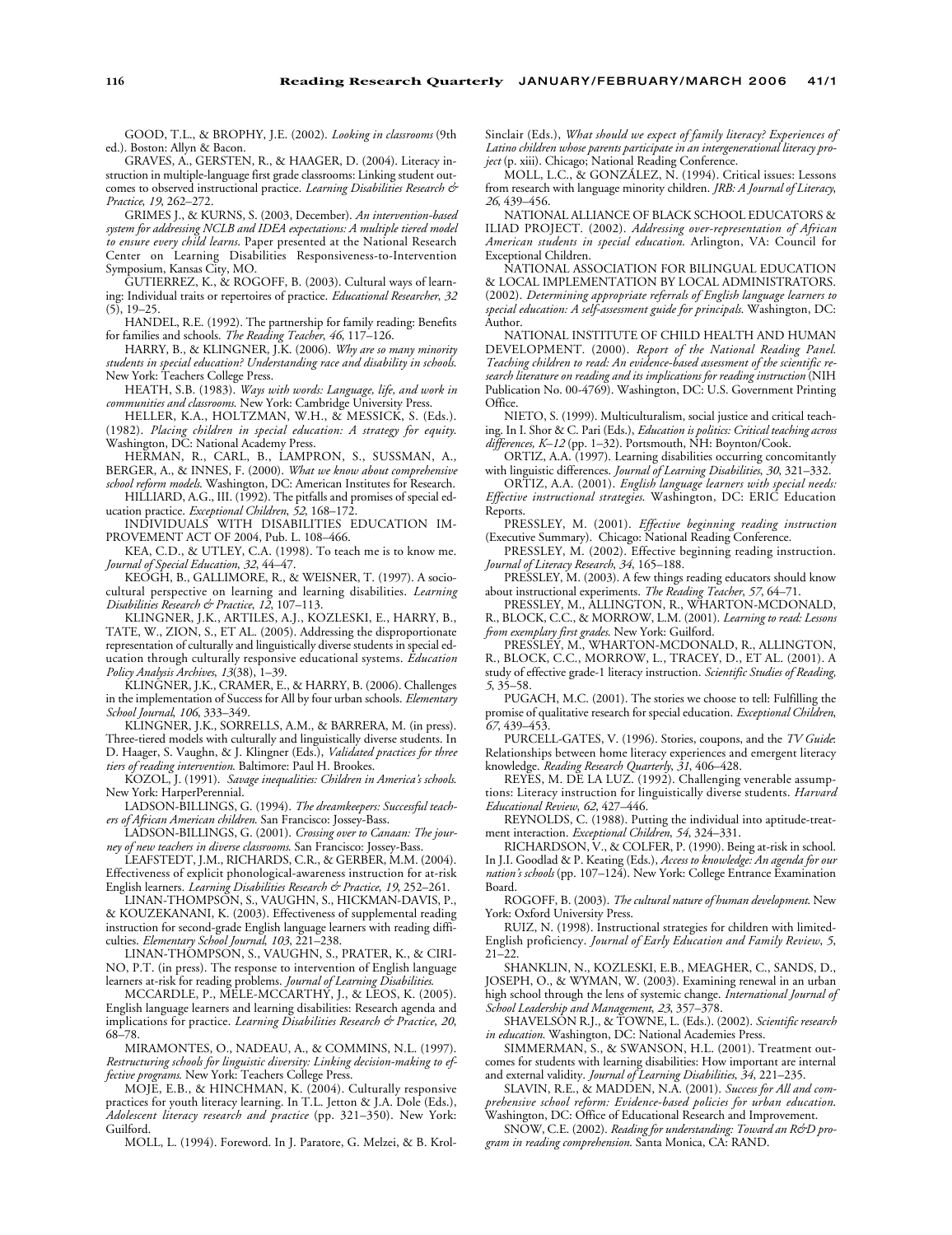GOOD, T.L., & BROPHY, J.E. (2002). *Looking in classrooms* (9th ed.). Boston: Allyn & Bacon.

GRAVES, A., GERSTEN, R., & HAAGER, D. (2004). Literacy instruction in multiple-language first grade classrooms: Linking student outcomes to observed instructional practice. *Learning Disabilities Research & Practice*, *19*, 262–272.

GRIMES J., & KURNS, S. (2003, December). *An intervention-based system for addressing NCLB and IDEA expectations: A multiple tiered model to ensure every child learns.* Paper presented at the National Research Center on Learning Disabilities Responsiveness-to-Intervention Symposium, Kansas City, MO.

GUTIERREZ, K., & ROGOFF, B. (2003). Cultural ways of learning: Individual traits or repertoires of practice. *Educational Researcher*, *32* (5), 19–25.

HANDEL, R.E. (1992). The partnership for family reading: Benefits for families and schools. *The Reading Teacher*, *46*, 117–126.

HARRY, B., & KLINGNER, J.K. (2006). *Why are so many minority students in special education? Understanding race and disability in schools.* New York: Teachers College Press.

HEATH, S.B. (1983). *Ways with words: Language, life, and work in communities and classrooms.* New York: Cambridge University Press.

HELLER, K.A., HOLTZMAN, W.H., & MESSICK, S. (Eds.). (1982). *Placing children in special education: A strategy for equity.* Washington, DC: National Academy Press.

HERMAN, R., CARL, B., LAMPRON, S., SUSSMAN, A., BERGER, A., & INNES, F. (2000). *What we know about comprehensive school reform models.* Washington, DC: American Institutes for Research.

HILLIARD, A.G., III. (1992). The pitfalls and promises of special education practice. *Exceptional Children*, *52*, 168–172.

INDIVIDUALS WITH DISABILITIES EDUCATION IMPROVEMENT ACT OF 2004, Pub. L. 108–466.

KEA, C.D., & UTLEY, C.A. (1998). To teach me is to know me. *Journal of Special Education*, *32*, 44–47.

KEOGH, B., GALLIMORE, R., & WEISNER, T. (1997). A sociocultural perspective on learning and learning disabilities. *Learning Disabilities Research & Practice*, *12*, 107–113.

KLINGNER, J.K., ARTILES, A.J., KOZLESKI, E., HARRY, B., TATE, W., ZION, S., ET AL. (2005). Addressing the disproportionate representation of culturally and linguistically diverse students in special education through culturally responsive educational systems. *Education Policy Analysis Archives*, *13*(38), 1–39.

KLINGNER, J.K., CRAMER, E., & HARRY, B. (2006). Challenges in the implementation of Success for All by four urban schools. *Elementary School Journal*, *106*, 333–349.

KLINGNER, J.K., SORRELLS, A.M., & BARRERA, M. (in press). Three-tiered models with culturally and linguistically diverse students. In D. Haager, S. Vaughn, & J. Klingner (Eds.), *Validated practices for three tiers of reading intervention.* Baltimore: Paul H. Brookes.

KOZOL, J. (1991). *Savage inequalities: Children in America's schools.* New York: HarperPerennial.

LADSON-BILLINGS, G. (1994). *The dreamkeepers: Successful teachers of African American children.* San Francisco: Jossey-Bass.

LADSON-BILLINGS, G. (2001). *Crossing over to Canaan: The journey of new teachers in diverse classrooms.* San Francisco: Jossey-Bass.

LEAFSTEDT, J.M., RICHARDS, C.R., & GERBER, M.M. (2004). Effectiveness of explicit phonological-awareness instruction for at-risk English learners. *Learning Disabilities Research & Practice*, *19*, 252–261.

LINAN-THOMPSON, S., VAUGHN, S., HICKMAN-DAVIS, P., & KOUZEKANANI, K. (2003). Effectiveness of supplemental reading instruction for second-grade English language learners with reading difficulties. *Elementary School Journal*, *103*, 221–238.

LINAN-THOMPSON, S., VAUGHN, S., PRATER, K., & CIRINO, P.T. (in press). The response to intervention of English language learners at-risk for reading problems. *Journal of Learning Disabilities.*

MCCARDLE, P., MELE-MCCARTHY, J., & LEOS, K. (2005). English language learners and learning disabilities: Research agenda and implications for practice. *Learning Disabilities Research & Practice*, *20*, 68–78.

MIRAMONTES, O., NADEAU, A., & COMMINS, N.L. (1997). *Restructuring schools for linguistic diversity: Linking decision-making to effective programs.* New York: Teachers College Press.

MOJE, E.B., & HINCHMAN, K. (2004). Culturally responsive practices for youth literacy learning. In T.L. Jetton & J.A. Dole (Eds.), *Adolescent literacy research and practice* (pp. 321–350). New York: Guilford.

MOLL, L. (1994). Foreword. In J. Paratore, G. Melzei, & B. Krol-Sinclair (Eds.), *What should we expect of family literacy? Experiences of Latino children whose parents participate in an intergenerational literacy project* (p. xiii). Chicago; National Reading Conference.

MOLL, L.C., & GONZÁLEZ, N. (1994). Critical issues: Lessons from research with language minority children. *JRB: A Journal of Literacy*, *26*, 439–456.

NATIONAL ALLIANCE OF BLACK SCHOOL EDUCATORS & ILIAD PROJECT. (2002). *Addressing over-representation of African American students in special education.* Arlington, VA: Council for Exceptional Children.

NATIONAL ASSOCIATION FOR BILINGUAL EDUCATION & LOCAL IMPLEMENTATION BY LOCAL ADMINISTRATORS. (2002). *Determining appropriate referrals of English language learners to special education: A self-assessment guide for principals.* Washington, DC: Author.

NATIONAL INSTITUTE OF CHILD HEALTH AND HUMAN DEVELOPMENT. (2000). *Report of the National Reading Panel. Teaching children to read: An evidence-based assessment of the scientific research literature on reading and its implications for reading instruction* (NIH Publication No. 00-4769). Washington, DC: U.S. Government Printing Office.

NIETO, S. (1999). Multiculturalism, social justice and critical teaching. In I. Shor & C. Pari (Eds.), *Education is politics: Critical teaching across differences, K–12* (pp. 1–32). Portsmouth, NH: Boynton/Cook.

ORTIZ, A.A. (1997). Learning disabilities occurring concomitantly with linguistic differences. *Journal of Learning Disabilities*, *30*, 321–332.

ORTIZ, A.A. (2001). *English language learners with special needs: Effective instructional strategies.* Washington, DC: ERIC Education Reports.

PRESSLEY, M. (2001). *Effective beginning reading instruction* (Executive Summary). Chicago: National Reading Conference.

PRESSLEY, M. (2002). Effective beginning reading instruction. *Journal of Literacy Research*, *34*, 165–188.

PRESSLEY, M. (2003). A few things reading educators should know about instructional experiments. *The Reading Teacher*, *57*, 64–71.

PRESSLEY, M., ALLINGTON, R., WHARTON-MCDONALD, R., BLOCK, C.C., & MORROW, L.M. (2001). *Learning to read: Lessons from exemplary first grades.* New York: Guilford.

PRESSLEY, M., WHARTON-MCDONALD, R., ALLINGTON, R., BLOCK, C.C., MORROW, L., TRACEY, D., ET AL. (2001). A study of effective grade-1 literacy instruction. *Scientific Studies of Reading*, *5*, 35–58.

PUGACH, M.C. (2001). The stories we choose to tell: Fulfilling the promise of qualitative research for special education. *Exceptional Children*, *67*, 439–453.

PURCELL-GATES, V. (1996). Stories, coupons, and the *TV Guide*: Relationships between home literacy experiences and emergent literacy knowledge. *Reading Research Quarterly*, *31*, 406–428.

REYES, M. DE LA LUZ. (1992). Challenging venerable assumptions: Literacy instruction for linguistically diverse students. *Harvard Educational Review*, *62*, 427–446.

REYNOLDS, C. (1988). Putting the individual into aptitude-treatment interaction. *Exceptional Children*, *54*, 324–331.

RICHARDSON, V., & COLFER, P. (1990). Being at-risk in school. In J.I. Goodlad & P. Keating (Eds.), *Access to knowledge: An agenda for our nation's schools* (pp. 107–124). New York: College Entrance Examination Board.

ROGOFF, B. (2003). *The cultural nature of human development.* New York: Oxford University Press.

RUIZ, N. (1998). Instructional strategies for children with limited-English proficiency. *Journal of Early Education and Family Review*, *5*, 21–22.

SHANKLIN, N., KOZLESKI, E.B., MEAGHER, C., SANDS, D., JOSEPH, O., & WYMAN, W. (2003). Examining renewal in an urban high school through the lens of systemic change. *International Journal of School Leadership and Management*, *23*, 357–378.

SHAVELSON R.J., & TOWNE, L. (Eds.). (2002). *Scientific research in education.* Washington, DC: National Academies Press.

SIMMERMAN, S., & SWANSON, H.L. (2001). Treatment outcomes for students with learning disabilities: How important are internal and external validity. *Journal of Learning Disabilities*, *34*, 221–235.

SLAVIN, R.E., & MADDEN, N.A. (2001). *Success for All and comprehensive school reform: Evidence-based policies for urban education.* Washington, DC: Office of Educational Research and Improvement.

SNOW, C.E. (2002). *Reading for understanding: Toward an R&D program in reading comprehension.* Santa Monica, CA: RAND.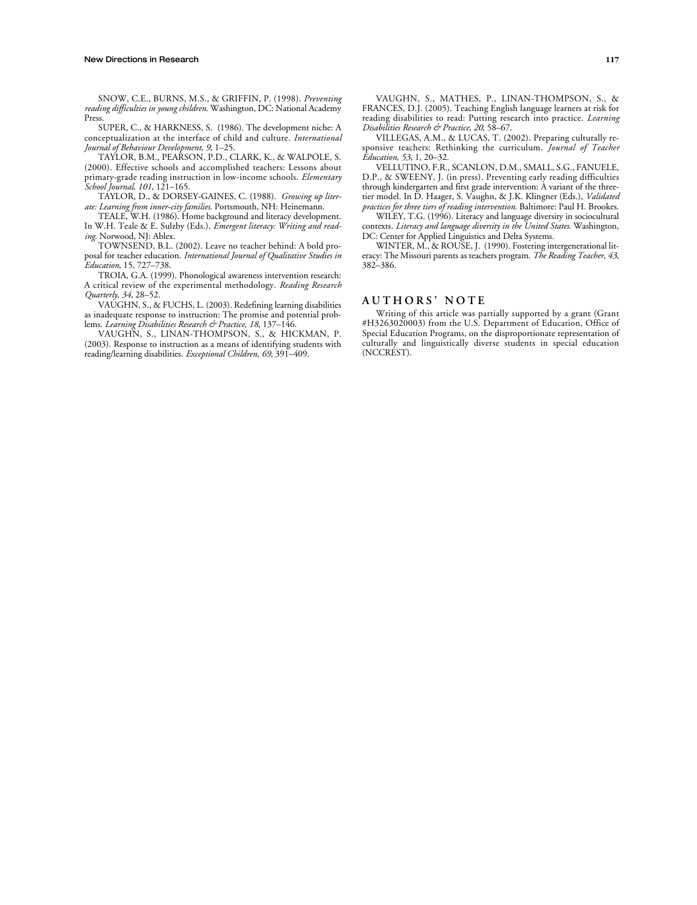SNOW, C.E., BURNS, M.S., & GRIFFIN, P. (1998). *Preventing reading difficulties in young children*. Washington, DC: National Academy Press.

SUPER, C., & HARKNESS, S. (1986). The development niche: A conceptualization at the interface of child and culture. *International Journal of Behaviour Development*, *9*, 1–25.

TAYLOR, B.M., PEARSON, P.D., CLARK, K., & WALPOLE, S. (2000). Effective schools and accomplished teachers: Lessons about primary-grade reading instruction in low-income schools. *Elementary School Journal*, *101*, 121–165.

TAYLOR, D., & DORSEY-GAINES, C. (1988). *Growing up literate: Learning from inner-city families*. Portsmouth, NH: Heinemann.

TEALE, W.H. (1986). Home background and literacy development. In W.H. Teale & E. Sulzby (Eds.), *Emergent literacy: Writing and reading*. Norwood, NJ: Ablex.

TOWNSEND, B.L. (2002). Leave no teacher behind: A bold proposal for teacher education. *International Journal of Qualitative Studies in Education*, 15, 727–738.

TROIA, G.A. (1999). Phonological awareness intervention research: A critical review of the experimental methodology. *Reading Research Quarterly*, *34*, 28–52.

VAUGHN, S., & FUCHS, L. (2003). Redefining learning disabilities as inadequate response to instruction: The promise and potential problems. *Learning Disabilities Research & Practice*, *18*, 137–146.

VAUGHN, S., LINAN-THOMPSON, S., & HICKMAN, P. (2003). Response to instruction as a means of identifying students with reading/learning disabilities. *Exceptional Children*, *69*, 391–409.

VAUGHN, S., MATHES, P., LINAN-THOMPSON, S., & FRANCES, D.J. (2005). Teaching English language learners at risk for reading disabilities to read: Putting research into practice. *Learning Disabilities Research & Practice*, *20*, 58–67.

VILLEGAS, A.M., & LUCAS, T. (2002). Preparing culturally responsive teachers: Rethinking the curriculum. *Journal of Teacher Education*, *53*, 1, 20–32.

VELLUTINO, F.R., SCANLON, D.M., SMALL, S.G., FANUELE, D.P., & SWEENY, J. (in press). Preventing early reading difficulties through kindergarten and first grade intervention: A variant of the three-tier model. In D. Haager, S. Vaughn, & J.K. Klingner (Eds.), *Validated practices for three tiers of reading intervention*. Baltimore: Paul H. Brookes.

WILEY, T.G. (1996). Literacy and language diversity in sociocultural contexts. *Literacy and language diversity in the United States*. Washington, DC: Center for Applied Linguistics and Delta Systems.

WINTER, M., & ROUSE, J. (1990). Fostering intergenerational literacy: The Missouri parents as teachers program. *The Reading Teacher*, *43*, 382–386.

## AUTHORS' NOTE

Writing of this article was partially supported by a grant (Grant #H3263020003) from the U.S. Department of Education, Office of Special Education Programs, on the disproportionate representation of culturally and linguistically diverse students in special education (NCCREST).